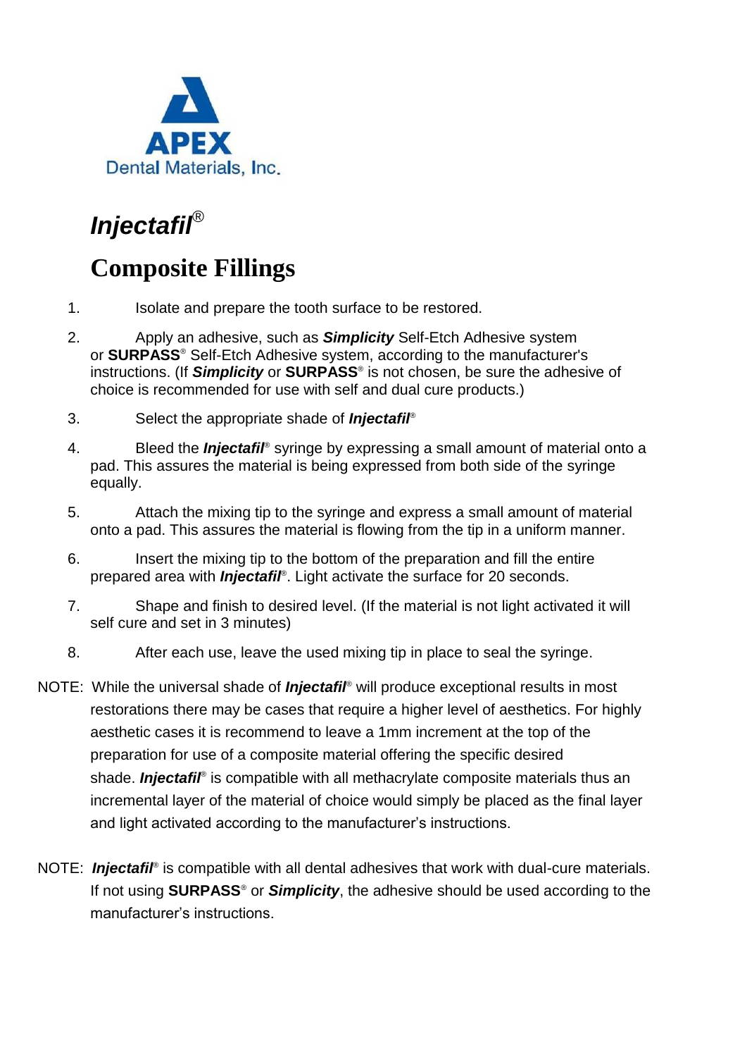APEX

Dental Materials, Inc.

# *Injectafil*®

## Composite Fillings

1. Isolate and prepare the tooth surface to be restored.

2. Apply an adhesive, such as ***Simplicity*** Self-Etch Adhesive system or **SURPASS**® Self-Etch Adhesive system, according to the manufacturer's instructions. (If ***Simplicity*** or **SURPASS**® is not chosen, be sure the adhesive of choice is recommended for use with self and dual cure products.)

3. Select the appropriate shade of ***Injectafil***®

4. Bleed the ***Injectafil***® syringe by expressing a small amount of material onto a pad. This assures the material is being expressed from both side of the syringe equally.

5. Attach the mixing tip to the syringe and express a small amount of material onto a pad. This assures the material is flowing from the tip in a uniform manner.

6. Insert the mixing tip to the bottom of the preparation and fill the entire prepared area with ***Injectafil***®. Light activate the surface for 20 seconds.

7. Shape and finish to desired level. (If the material is not light activated it will self cure and set in 3 minutes)

8. After each use, leave the used mixing tip in place to seal the syringe.

NOTE: While the universal shade of ***Injectafil***® will produce exceptional results in most restorations there may be cases that require a higher level of aesthetics. For highly aesthetic cases it is recommend to leave a 1mm increment at the top of the preparation for use of a composite material offering the specific desired shade. ***Injectafil***® is compatible with all methacrylate composite materials thus an incremental layer of the material of choice would simply be placed as the final layer and light activated according to the manufacturer's instructions.

NOTE: ***Injectafil***® is compatible with all dental adhesives that work with dual-cure materials. If not using **SURPASS**® or ***Simplicity***, the adhesive should be used according to the manufacturer's instructions.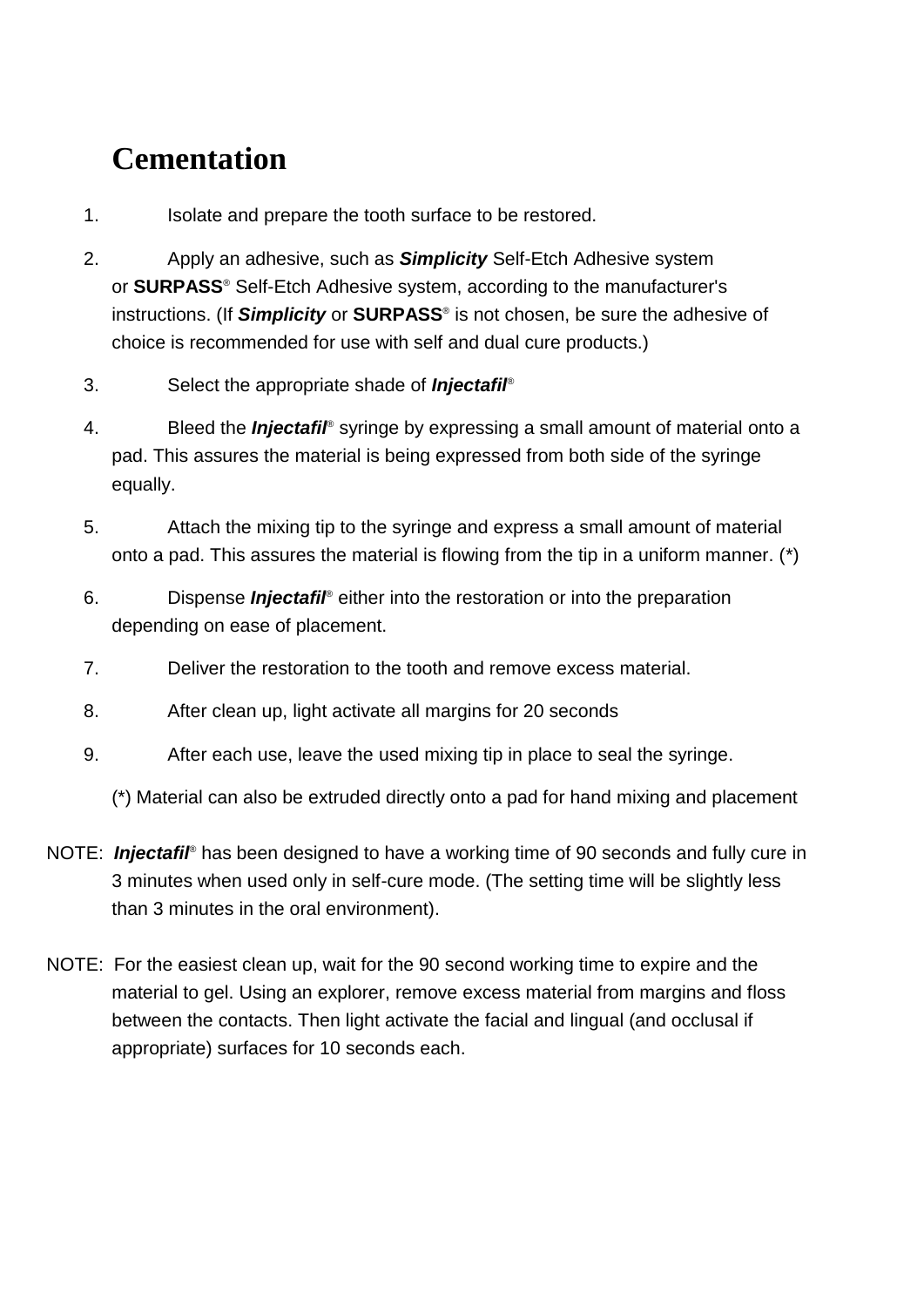# Cementation

1. Isolate and prepare the tooth surface to be restored.
2. Apply an adhesive, such as ***Simplicity*** Self-Etch Adhesive system or **SURPASS**® Self-Etch Adhesive system, according to the manufacturer's instructions. (If ***Simplicity*** or **SURPASS**® is not chosen, be sure the adhesive of choice is recommended for use with self and dual cure products.)
3. Select the appropriate shade of ***Injectafil***®
4. Bleed the ***Injectafil***® syringe by expressing a small amount of material onto a pad. This assures the material is being expressed from both side of the syringe equally.
5. Attach the mixing tip to the syringe and express a small amount of material onto a pad. This assures the material is flowing from the tip in a uniform manner. (*)
6. Dispense ***Injectafil***® either into the restoration or into the preparation depending on ease of placement.
7. Deliver the restoration to the tooth and remove excess material.
8. After clean up, light activate all margins for 20 seconds
9. After each use, leave the used mixing tip in place to seal the syringe.

(*) Material can also be extruded directly onto a pad for hand mixing and placement

NOTE: ***Injectafil***® has been designed to have a working time of 90 seconds and fully cure in 3 minutes when used only in self-cure mode. (The setting time will be slightly less than 3 minutes in the oral environment).

NOTE: For the easiest clean up, wait for the 90 second working time to expire and the material to gel. Using an explorer, remove excess material from margins and floss between the contacts. Then light activate the facial and lingual (and occlusal if appropriate) surfaces for 10 seconds each.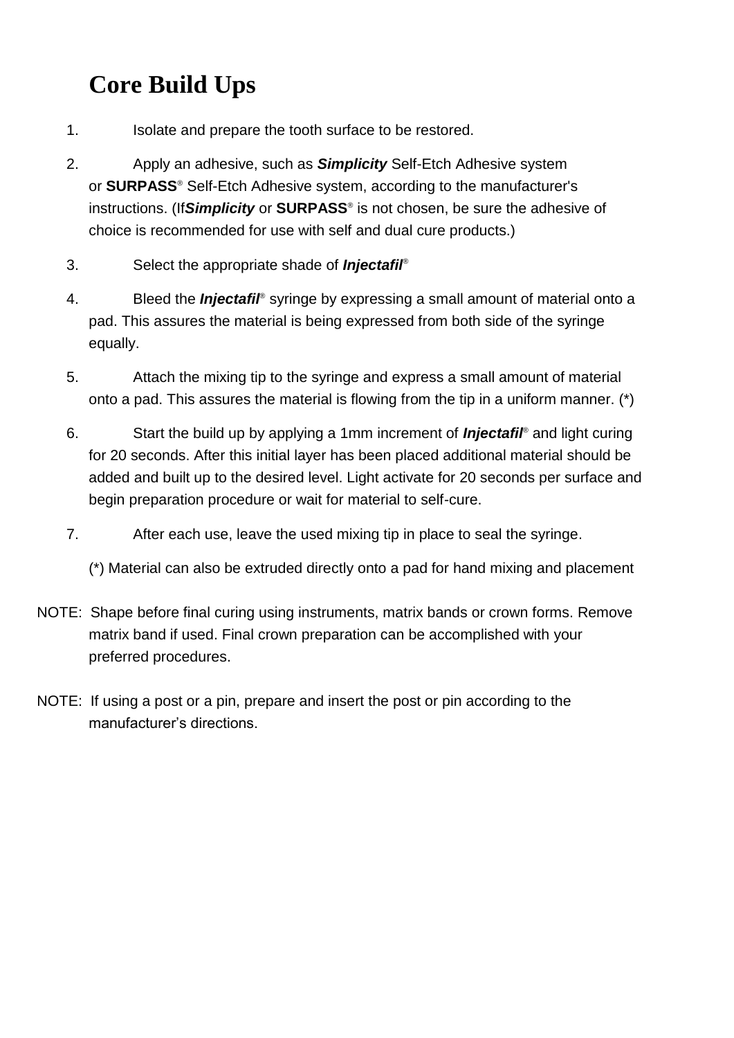# Core Build Ups

1. Isolate and prepare the tooth surface to be restored.
2. Apply an adhesive, such as ***Simplicity*** Self-Etch Adhesive system or **SURPASS**® Self-Etch Adhesive system, according to the manufacturer's instructions. (If***Simplicity*** or **SURPASS**® is not chosen, be sure the adhesive of choice is recommended for use with self and dual cure products.)
3. Select the appropriate shade of ***Injectafil***®
4. Bleed the ***Injectafil***® syringe by expressing a small amount of material onto a pad. This assures the material is being expressed from both side of the syringe equally.
5. Attach the mixing tip to the syringe and express a small amount of material onto a pad. This assures the material is flowing from the tip in a uniform manner. (*)
6. Start the build up by applying a 1mm increment of ***Injectafil***® and light curing for 20 seconds. After this initial layer has been placed additional material should be added and built up to the desired level. Light activate for 20 seconds per surface and begin preparation procedure or wait for material to self-cure.
7. After each use, leave the used mixing tip in place to seal the syringe.

(*) Material can also be extruded directly onto a pad for hand mixing and placement

NOTE: Shape before final curing using instruments, matrix bands or crown forms. Remove matrix band if used. Final crown preparation can be accomplished with your preferred procedures.

NOTE: If using a post or a pin, prepare and insert the post or pin according to the manufacturer's directions.